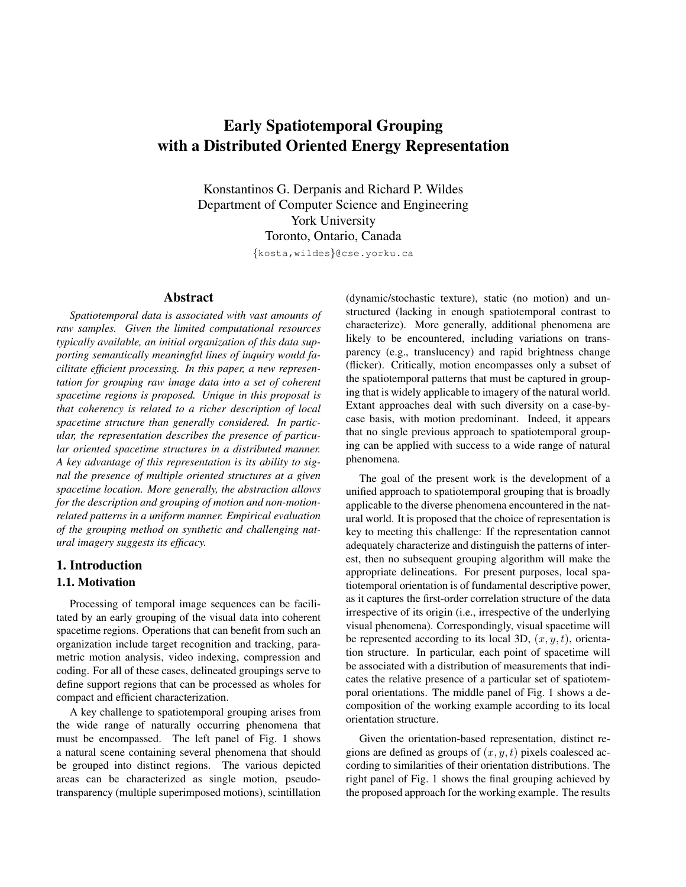# Early Spatiotemporal Grouping with a Distributed Oriented Energy Representation

Konstantinos G. Derpanis and Richard P. Wildes
Department of Computer Science and Engineering
York University
Toronto, Ontario, Canada
{kosta,wildes}@cse.yorku.ca

## Abstract

*Spatiotemporal data is associated with vast amounts of raw samples. Given the limited computational resources typically available, an initial organization of this data supporting semantically meaningful lines of inquiry would facilitate efficient processing. In this paper, a new representation for grouping raw image data into a set of coherent spacetime regions is proposed. Unique in this proposal is that coherency is related to a richer description of local spacetime structure than generally considered. In particular, the representation describes the presence of particular oriented spacetime structures in a distributed manner. A key advantage of this representation is its ability to signal the presence of multiple oriented structures at a given spacetime location. More generally, the abstraction allows for the description and grouping of motion and non-motion-related patterns in a uniform manner. Empirical evaluation of the grouping method on synthetic and challenging natural imagery suggests its efficacy.*

## 1. Introduction

### 1.1. Motivation

Processing of temporal image sequences can be facilitated by an early grouping of the visual data into coherent spacetime regions. Operations that can benefit from such an organization include target recognition and tracking, parametric motion analysis, video indexing, compression and coding. For all of these cases, delineated groupings serve to define support regions that can be processed as wholes for compact and efficient characterization.

A key challenge to spatiotemporal grouping arises from the wide range of naturally occurring phenomena that must be encompassed. The left panel of Fig. 1 shows a natural scene containing several phenomena that should be grouped into distinct regions. The various depicted areas can be characterized as single motion, pseudo-transparency (multiple superimposed motions), scintillation (dynamic/stochastic texture), static (no motion) and unstructured (lacking in enough spatiotemporal contrast to characterize). More generally, additional phenomena are likely to be encountered, including variations on transparency (e.g., translucency) and rapid brightness change (flicker). Critically, motion encompasses only a subset of the spatiotemporal patterns that must be captured in grouping that is widely applicable to imagery of the natural world. Extant approaches deal with such diversity on a case-by-case basis, with motion predominant. Indeed, it appears that no single previous approach to spatiotemporal grouping can be applied with success to a wide range of natural phenomena.

The goal of the present work is the development of a unified approach to spatiotemporal grouping that is broadly applicable to the diverse phenomena encountered in the natural world. It is proposed that the choice of representation is key to meeting this challenge: If the representation cannot adequately characterize and distinguish the patterns of interest, then no subsequent grouping algorithm will make the appropriate delineations. For present purposes, local spatiotemporal orientation is of fundamental descriptive power, as it captures the first-order correlation structure of the data irrespective of its origin (i.e., irrespective of the underlying visual phenomena). Correspondingly, visual spacetime will be represented according to its local 3D, $(x, y, t)$, orientation structure. In particular, each point of spacetime will be associated with a distribution of measurements that indicates the relative presence of a particular set of spatiotemporal orientations. The middle panel of Fig. 1 shows a decomposition of the working example according to its local orientation structure.

Given the orientation-based representation, distinct regions are defined as groups of $(x, y, t)$ pixels coalesced according to similarities of their orientation distributions. The right panel of Fig. 1 shows the final grouping achieved by the proposed approach for the working example. The results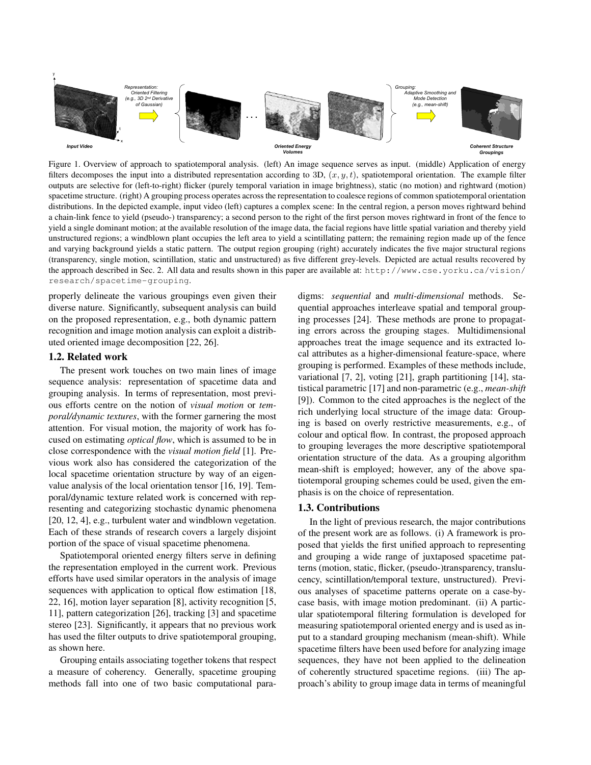Input Video

Representation: Oriented Filtering (e.g., 3D 2nd Derivative of Gaussian)

Oriented Energy Volumes

Grouping: Adaptive Smoothing and Mode Detection (e.g., mean-shift)

Coherent Structure Groupings

Figure 1. Overview of approach to spatiotemporal analysis. (left) An image sequence serves as input. (middle) Application of energy filters decomposes the input into a distributed representation according to 3D, $(x, y, t)$, spatiotemporal orientation. The example filter outputs are selective for (left-to-right) flicker (purely temporal variation in image brightness), static (no motion) and rightward (motion) spacetime structure. (right) A grouping process operates across the representation to coalesce regions of common spatiotemporal orientation distributions. In the depicted example, input video (left) captures a complex scene: In the central region, a person moves rightward behind a chain-link fence to yield (pseudo-) transparency; a second person to the right of the first person moves rightward in front of the fence to yield a single dominant motion; at the available resolution of the image data, the facial regions have little spatial variation and thereby yield unstructured regions; a windblown plant occupies the left area to yield a scintillating pattern; the remaining region made up of the fence and varying background yields a static pattern. The output region grouping (right) accurately indicates the five major structural regions (transparency, single motion, scintillation, static and unstructured) as five different grey-levels. Depicted are actual results recovered by the approach described in Sec. 2. All data and results shown in this paper are available at: http://www.cse.yorku.ca/vision/research/spacetime-grouping.

properly delineate the various groupings even given their diverse nature. Significantly, subsequent analysis can build on the proposed representation, e.g., both dynamic pattern recognition and image motion analysis can exploit a distributed oriented image decomposition [22, 26].

### 1.2. Related work

The present work touches on two main lines of image sequence analysis: representation of spacetime data and grouping analysis. In terms of representation, most previous efforts centre on the notion of *visual motion* or *temporal/dynamic textures*, with the former garnering the most attention. For visual motion, the majority of work has focused on estimating *optical flow*, which is assumed to be in close correspondence with the *visual motion field* [1]. Previous work also has considered the categorization of the local spacetime orientation structure by way of an eigenvalue analysis of the local orientation tensor [16, 19]. Temporal/dynamic texture related work is concerned with representing and categorizing stochastic dynamic phenomena [20, 12, 4], e.g., turbulent water and windblown vegetation. Each of these strands of research covers a largely disjoint portion of the space of visual spacetime phenomena.

Spatiotemporal oriented energy filters serve in defining the representation employed in the current work. Previous efforts have used similar operators in the analysis of image sequences with application to optical flow estimation [18, 22, 16], motion layer separation [8], activity recognition [5, 11], pattern categorization [26], tracking [3] and spacetime stereo [23]. Significantly, it appears that no previous work has used the filter outputs to drive spatiotemporal grouping, as shown here.

Grouping entails associating together tokens that respect a measure of coherency. Generally, spacetime grouping methods fall into one of two basic computational paradigms: *sequential* and *multi-dimensional* methods. Sequential approaches interleave spatial and temporal grouping processes [24]. These methods are prone to propagating errors across the grouping stages. Multidimensional approaches treat the image sequence and its extracted local attributes as a higher-dimensional feature-space, where grouping is performed. Examples of these methods include, variational [7, 2], voting [21], graph partitioning [14], statistical parametric [17] and non-parametric (e.g., *mean-shift* [9]). Common to the cited approaches is the neglect of the rich underlying local structure of the image data: Grouping is based on overly restrictive measurements, e.g., of colour and optical flow. In contrast, the proposed approach to grouping leverages the more descriptive spatiotemporal orientation structure of the data. As a grouping algorithm mean-shift is employed; however, any of the above spatiotemporal grouping schemes could be used, given the emphasis is on the choice of representation.

### 1.3. Contributions

In the light of previous research, the major contributions of the present work are as follows. (i) A framework is proposed that yields the first unified approach to representing and grouping a wide range of juxtaposed spacetime patterns (motion, static, flicker, (pseudo-)transparency, translucency, scintillation/temporal texture, unstructured). Previous analyses of spacetime patterns operate on a case-by-case basis, with image motion predominant. (ii) A particular spatiotemporal filtering formulation is developed for measuring spatiotemporal oriented energy and is used as input to a standard grouping mechanism (mean-shift). While spacetime filters have been used before for analyzing image sequences, they have not been applied to the delineation of coherently structured spacetime regions. (iii) The approach's ability to group image data in terms of meaningful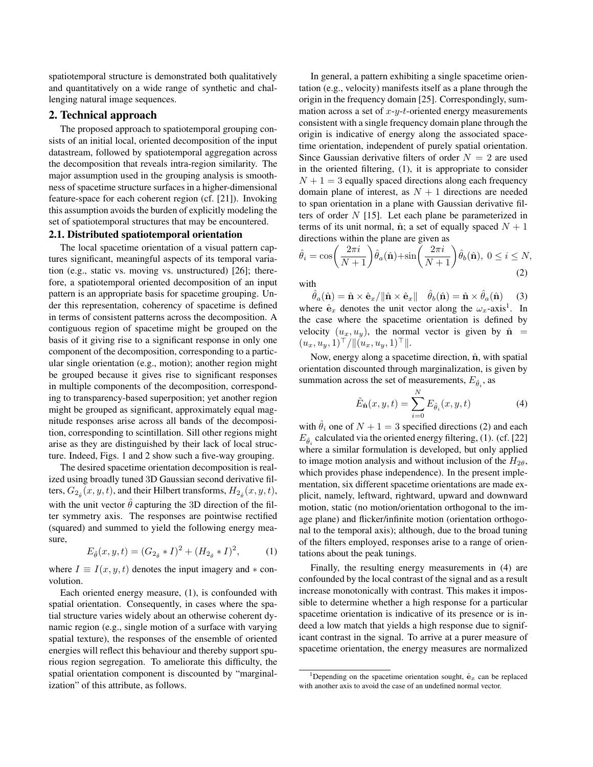spatiotemporal structure is demonstrated both qualitatively and quantitatively on a wide range of synthetic and challenging natural image sequences.

## 2. Technical approach

The proposed approach to spatiotemporal grouping consists of an initial local, oriented decomposition of the input datastream, followed by spatiotemporal aggregation across the decomposition that reveals intra-region similarity. The major assumption used in the grouping analysis is smoothness of spacetime structure surfaces in a higher-dimensional feature-space for each coherent region (cf. [21]). Invoking this assumption avoids the burden of explicitly modeling the set of spatiotemporal structures that may be encountered.

### 2.1. Distributed spatiotemporal orientation

The local spacetime orientation of a visual pattern captures significant, meaningful aspects of its temporal variation (e.g., static vs. moving vs. unstructured) [26]; therefore, a spatiotemporal oriented decomposition of an input pattern is an appropriate basis for spacetime grouping. Under this representation, coherency of spacetime is defined in terms of consistent patterns across the decomposition. A contiguous region of spacetime might be grouped on the basis of it giving rise to a significant response in only one component of the decomposition, corresponding to a particular single orientation (e.g., motion); another region might be grouped because it gives rise to significant responses in multiple components of the decomposition, corresponding to transparency-based superposition; yet another region might be grouped as significant, approximately equal magnitude responses arise across all bands of the decomposition, corresponding to scintillation. Sill other regions might arise as they are distinguished by their lack of local structure. Indeed, Figs. 1 and 2 show such a five-way grouping.

The desired spacetime orientation decomposition is realized using broadly tuned 3D Gaussian second derivative filters, $G_{2_{\hat{\theta}}}(x,y,t)$, and their Hilbert transforms, $H_{2_{\hat{\theta}}}(x,y,t)$, with the unit vector $\hat{\theta}$ capturing the 3D direction of the filter symmetry axis. The responses are pointwise rectified (squared) and summed to yield the following energy measure,

$$E_{\hat{\theta}}(x,y,t) = (G_{2_{\hat{\theta}}} * I)^2 + (H_{2_{\hat{\theta}}} * I)^2, \tag{1}$$

where $I \equiv I(x,y,t)$ denotes the input imagery and $*$ convolution.

Each oriented energy measure, (1), is confounded with spatial orientation. Consequently, in cases where the spatial structure varies widely about an otherwise coherent dynamic region (e.g., single motion of a surface with varying spatial texture), the responses of the ensemble of oriented energies will reflect this behaviour and thereby support spurious region segregation. To ameliorate this difficulty, the spatial orientation component is discounted by "marginalization" of this attribute, as follows.

In general, a pattern exhibiting a single spacetime orientation (e.g., velocity) manifests itself as a plane through the origin in the frequency domain [25]. Correspondingly, summation across a set of $x$-$y$-$t$-oriented energy measurements consistent with a single frequency domain plane through the origin is indicative of energy along the associated spacetime orientation, independent of purely spatial orientation. Since Gaussian derivative filters of order $N = 2$ are used in the oriented filtering, (1), it is appropriate to consider $N+1 = 3$ equally spaced directions along each frequency domain plane of interest, as $N+1$ directions are needed to span orientation in a plane with Gaussian derivative filters of order $N$ [15]. Let each plane be parameterized in terms of its unit normal, $\hat{\mathbf{n}}$; a set of equally spaced $N+1$ directions within the plane are given as

$$\hat{\theta}_i = \cos\left(\frac{2\pi i}{N+1}\right)\hat{\theta}_a(\hat{\mathbf{n}}) + \sin\left(\frac{2\pi i}{N+1}\right)\hat{\theta}_b(\hat{\mathbf{n}}),\ 0 \le i \le N, \tag{2}$$

with

$$\hat{\theta}_a(\hat{\mathbf{n}}) = \hat{\mathbf{n}} \times \hat{\mathbf{e}}_x / \|\hat{\mathbf{n}} \times \hat{\mathbf{e}}_x\| \quad \hat{\theta}_b(\hat{\mathbf{n}}) = \hat{\mathbf{n}} \times \hat{\theta}_a(\hat{\mathbf{n}}) \tag{3}$$

where $\hat{\mathbf{e}}_x$ denotes the unit vector along the $\omega_x$-axis[1]. In the case where the spacetime orientation is defined by velocity $(u_x, u_y)$, the normal vector is given by $\hat{\mathbf{n}} = (u_x, u_y, 1)^\top / \|(u_x, u_y, 1)^\top\|$.

Now, energy along a spacetime direction, $\hat{\mathbf{n}}$, with spatial orientation discounted through marginalization, is given by summation across the set of measurements, $E_{\hat{\theta}_i}$, as

$$\tilde{E}_{\hat{\mathbf{n}}}(x,y,t) = \sum_{i=0}^{N} E_{\hat{\theta}_i}(x,y,t) \tag{4}$$

with $\hat{\theta}_i$ one of $N+1 = 3$ specified directions (2) and each $E_{\hat{\theta}_i}$ calculated via the oriented energy filtering, (1). (cf. [22] where a similar formulation is developed, but only applied to image motion analysis and without inclusion of the $H_{2\theta}$, which provides phase independence). In the present implementation, six different spacetime orientations are made explicit, namely, leftward, rightward, upward and downward motion, static (no motion/orientation orthogonal to the image plane) and flicker/infinite motion (orientation orthogonal to the temporal axis); although, due to the broad tuning of the filters employed, responses arise to a range of orientations about the peak tunings.

Finally, the resulting energy measurements in (4) are confounded by the local contrast of the signal and as a result increase monotonically with contrast. This makes it impossible to determine whether a high response for a particular spacetime orientation is indicative of its presence or is indeed a low match that yields a high response due to significant contrast in the signal. To arrive at a purer measure of spacetime orientation, the energy measures are normalized

[1] Depending on the spacetime orientation sought, $\hat{\mathbf{e}}_x$ can be replaced with another axis to avoid the case of an undefined normal vector.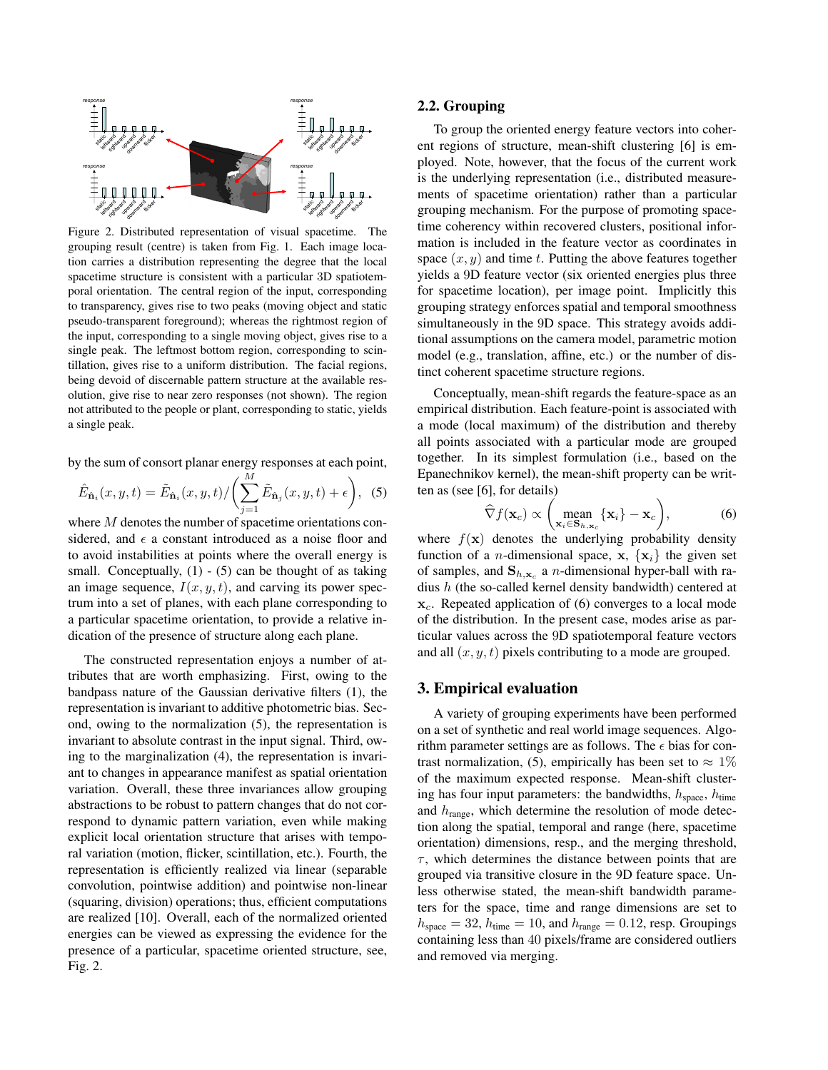Figure 2. Distributed representation of visual spacetime. The grouping result (centre) is taken from Fig. 1. Each image location carries a distribution representing the degree that the local spacetime structure is consistent with a particular 3D spatiotemporal orientation. The central region of the input, corresponding to transparency, gives rise to two peaks (moving object and static pseudo-transparent foreground); whereas the rightmost region of the input, corresponding to a single moving object, gives rise to a single peak. The leftmost bottom region, corresponding to scintillation, gives rise to a uniform distribution. The facial regions, being devoid of discernable pattern structure at the available resolution, give rise to near zero responses (not shown). The region not attributed to the people or plant, corresponding to static, yields a single peak.

by the sum of consort planar energy responses at each point,

$$\hat{E}_{\hat{\mathbf{n}}_i}(x,y,t) = \tilde{E}_{\hat{\mathbf{n}}_i}(x,y,t) / \left( \sum_{j=1}^{M} \tilde{E}_{\hat{\mathbf{n}}_j}(x,y,t) + \epsilon \right), \quad (5)$$

where $M$ denotes the number of spacetime orientations considered, and $\epsilon$ a constant introduced as a noise floor and to avoid instabilities at points where the overall energy is small. Conceptually, (1) - (5) can be thought of as taking an image sequence, $I(x,y,t)$, and carving its power spectrum into a set of planes, with each plane corresponding to a particular spacetime orientation, to provide a relative indication of the presence of structure along each plane.

The constructed representation enjoys a number of attributes that are worth emphasizing. First, owing to the bandpass nature of the Gaussian derivative filters (1), the representation is invariant to additive photometric bias. Second, owing to the normalization (5), the representation is invariant to absolute contrast in the input signal. Third, owing to the marginalization (4), the representation is invariant to changes in appearance manifest as spatial orientation variation. Overall, these three invariances allow grouping abstractions to be robust to pattern changes that do not correspond to dynamic pattern variation, even while making explicit local orientation structure that arises with temporal variation (motion, flicker, scintillation, etc.). Fourth, the representation is efficiently realized via linear (separable convolution, pointwise addition) and pointwise non-linear (squaring, division) operations; thus, efficient computations are realized [10]. Overall, each of the normalized oriented energies can be viewed as expressing the evidence for the presence of a particular, spacetime oriented structure, see, Fig. 2.

## 2.2. Grouping

To group the oriented energy feature vectors into coherent regions of structure, mean-shift clustering [6] is employed. Note, however, that the focus of the current work is the underlying representation (i.e., distributed measurements of spacetime orientation) rather than a particular grouping mechanism. For the purpose of promoting spacetime coherency within recovered clusters, positional information is included in the feature vector as coordinates in space $(x,y)$ and time $t$. Putting the above features together yields a 9D feature vector (six oriented energies plus three for spacetime location), per image point. Implicitly this grouping strategy enforces spatial and temporal smoothness simultaneously in the 9D space. This strategy avoids additional assumptions on the camera model, parametric motion model (e.g., translation, affine, etc.) or the number of distinct coherent spacetime structure regions.

Conceptually, mean-shift regards the feature-space as an empirical distribution. Each feature-point is associated with a mode (local maximum) of the distribution and thereby all points associated with a particular mode are grouped together. In its simplest formulation (i.e., based on the Epanechnikov kernel), the mean-shift property can be written as (see [6], for details)

$$\widehat{\nabla} f(\mathbf{x}_c) \propto \left( \underset{\mathbf{x}_i \in \mathbf{S}_{h,\mathbf{x}_c}}{\text{mean}} \{\mathbf{x}_i\} - \mathbf{x}_c \right), \quad (6)$$

where $f(\mathbf{x})$ denotes the underlying probability density function of a $n$-dimensional space, $\mathbf{x}$, $\{\mathbf{x}_i\}$ the given set of samples, and $\mathbf{S}_{h,\mathbf{x}_c}$ a $n$-dimensional hyper-ball with radius $h$ (the so-called kernel density bandwidth) centered at $\mathbf{x}_c$. Repeated application of (6) converges to a local mode of the distribution. In the present case, modes arise as particular values across the 9D spatiotemporal feature vectors and all $(x,y,t)$ pixels contributing to a mode are grouped.

# 3. Empirical evaluation

A variety of grouping experiments have been performed on a set of synthetic and real world image sequences. Algorithm parameter settings are as follows. The $\epsilon$ bias for contrast normalization, (5), empirically has been set to $\approx 1\%$ of the maximum expected response. Mean-shift clustering has four input parameters: the bandwidths, $h_{\text{space}}$, $h_{\text{time}}$ and $h_{\text{range}}$, which determine the resolution of mode detection along the spatial, temporal and range (here, spacetime orientation) dimensions, resp., and the merging threshold, $\tau$, which determines the distance between points that are grouped via transitive closure in the 9D feature space. Unless otherwise stated, the mean-shift bandwidth parameters for the space, time and range dimensions are set to $h_{\text{space}} = 32$, $h_{\text{time}} = 10$, and $h_{\text{range}} = 0.12$, resp. Groupings containing less than 40 pixels/frame are considered outliers and removed via merging.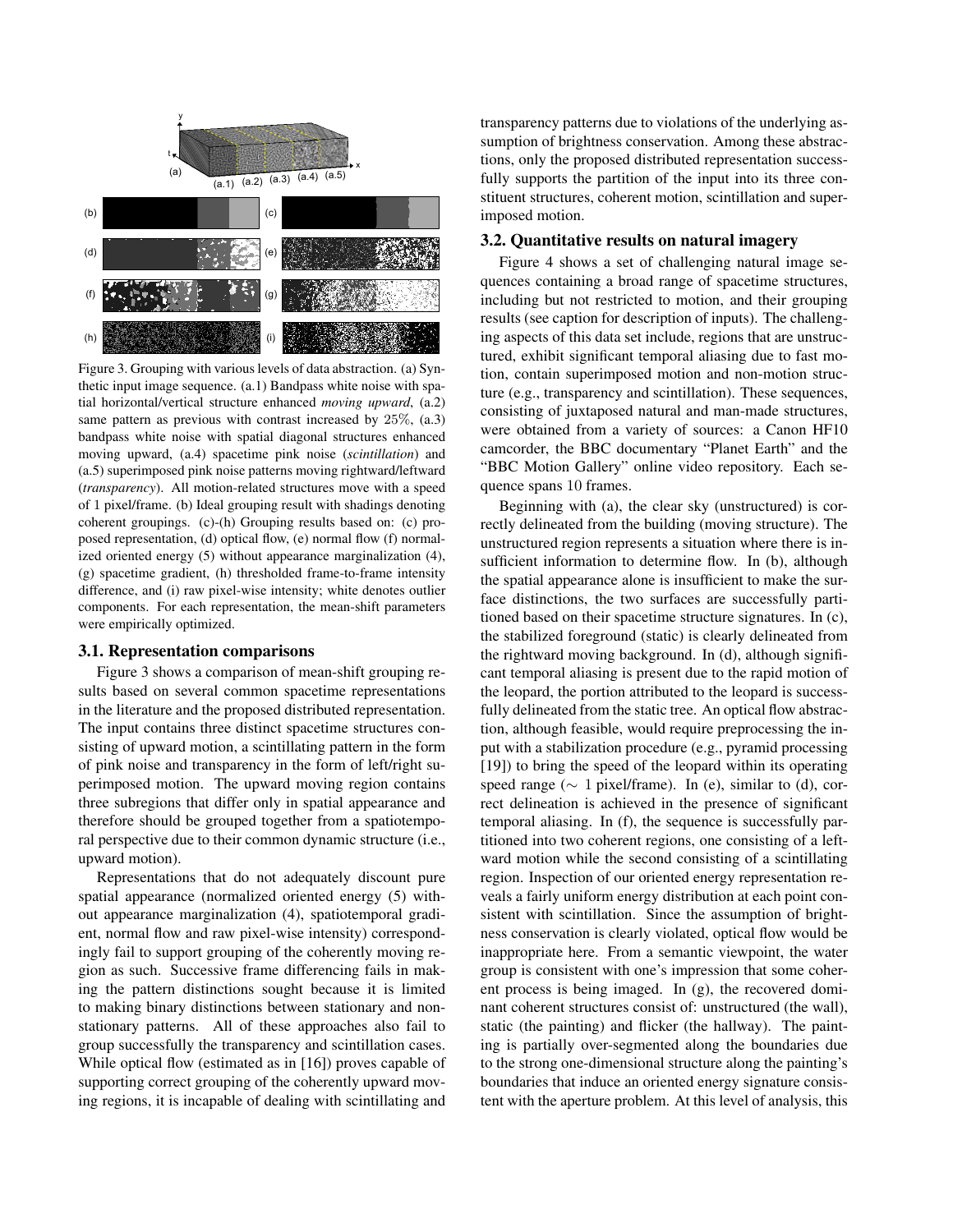y

t

x

(a)

(a.1) (a.2) (a.3) (a.4) (a.5)

(b)

(c)

(d)

(e)

(f)

(g)

(h)

(i)

Figure 3. Grouping with various levels of data abstraction. (a) Synthetic input image sequence. (a.1) Bandpass white noise with spatial horizontal/vertical structure enhanced *moving upward*, (a.2) same pattern as previous with contrast increased by $25\%$, (a.3) bandpass white noise with spatial diagonal structures enhanced moving upward, (a.4) spacetime pink noise (*scintillation*) and (a.5) superimposed pink noise patterns moving rightward/leftward (*transparency*). All motion-related structures move with a speed of 1 pixel/frame. (b) Ideal grouping result with shadings denoting coherent groupings. (c)-(h) Grouping results based on: (c) proposed representation, (d) optical flow, (e) normal flow (f) normalized oriented energy (5) without appearance marginalization (4), (g) spacetime gradient, (h) thresholded frame-to-frame intensity difference, and (i) raw pixel-wise intensity; white denotes outlier components. For each representation, the mean-shift parameters were empirically optimized.

### 3.1. Representation comparisons

Figure 3 shows a comparison of mean-shift grouping results based on several common spacetime representations in the literature and the proposed distributed representation. The input contains three distinct spacetime structures consisting of upward motion, a scintillating pattern in the form of pink noise and transparency in the form of left/right superimposed motion. The upward moving region contains three subregions that differ only in spatial appearance and therefore should be grouped together from a spatiotemporal perspective due to their common dynamic structure (i.e., upward motion).

Representations that do not adequately discount pure spatial appearance (normalized oriented energy (5) without appearance marginalization (4), spatiotemporal gradient, normal flow and raw pixel-wise intensity) correspondingly fail to support grouping of the coherently moving region as such. Successive frame differencing fails in making the pattern distinctions sought because it is limited to making binary distinctions between stationary and nonstationary patterns. All of these approaches also fail to group successfully the transparency and scintillation cases. While optical flow (estimated as in [16]) proves capable of supporting correct grouping of the coherently upward moving regions, it is incapable of dealing with scintillating and transparency patterns due to violations of the underlying assumption of brightness conservation. Among these abstractions, only the proposed distributed representation successfully supports the partition of the input into its three constituent structures, coherent motion, scintillation and superimposed motion.

### 3.2. Quantitative results on natural imagery

Figure 4 shows a set of challenging natural image sequences containing a broad range of spacetime structures, including but not restricted to motion, and their grouping results (see caption for description of inputs). The challenging aspects of this data set include, regions that are unstructured, exhibit significant temporal aliasing due to fast motion, contain superimposed motion and non-motion structure (e.g., transparency and scintillation). These sequences, consisting of juxtaposed natural and man-made structures, were obtained from a variety of sources: a Canon HF10 camcorder, the BBC documentary "Planet Earth" and the "BBC Motion Gallery" online video repository. Each sequence spans 10 frames.

Beginning with (a), the clear sky (unstructured) is correctly delineated from the building (moving structure). The unstructured region represents a situation where there is insufficient information to determine flow. In (b), although the spatial appearance alone is insufficient to make the surface distinctions, the two surfaces are successfully partitioned based on their spacetime structure signatures. In (c), the stabilized foreground (static) is clearly delineated from the rightward moving background. In (d), although significant temporal aliasing is present due to the rapid motion of the leopard, the portion attributed to the leopard is successfully delineated from the static tree. An optical flow abstraction, although feasible, would require preprocessing the input with a stabilization procedure (e.g., pyramid processing [19]) to bring the speed of the leopard within its operating speed range ($\sim$ 1 pixel/frame). In (e), similar to (d), correct delineation is achieved in the presence of significant temporal aliasing. In (f), the sequence is successfully partitioned into two coherent regions, one consisting of a leftward motion while the second consisting of a scintillating region. Inspection of our oriented energy representation reveals a fairly uniform energy distribution at each point consistent with scintillation. Since the assumption of brightness conservation is clearly violated, optical flow would be inappropriate here. From a semantic viewpoint, the water group is consistent with one's impression that some coherent process is being imaged. In (g), the recovered dominant coherent structures consist of: unstructured (the wall), static (the painting) and flicker (the hallway). The painting is partially over-segmented along the boundaries due to the strong one-dimensional structure along the painting's boundaries that induce an oriented energy signature consistent with the aperture problem. At this level of analysis, this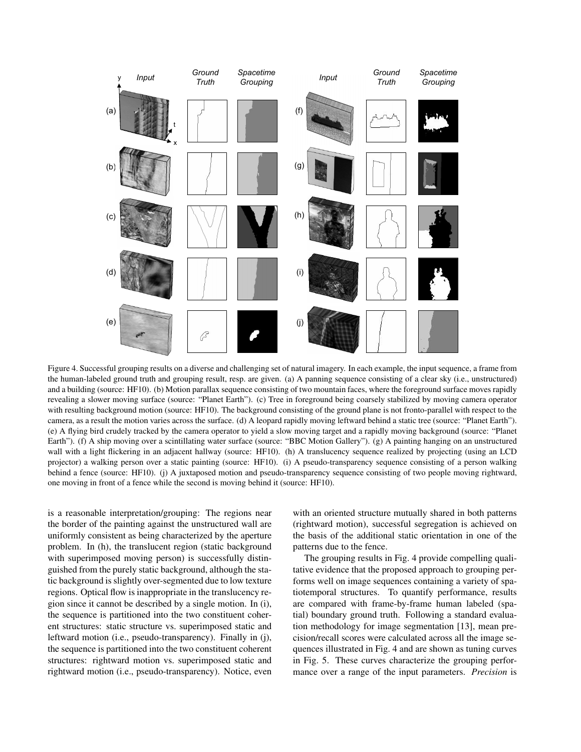Figure 4. Successful grouping results on a diverse and challenging set of natural imagery. In each example, the input sequence, a frame from the human-labeled ground truth and grouping result, resp. are given. (a) A panning sequence consisting of a clear sky (i.e., unstructured) and a building (source: HF10). (b) Motion parallax sequence consisting of two mountain faces, where the foreground surface moves rapidly revealing a slower moving surface (source: "Planet Earth"). (c) Tree in foreground being coarsely stabilized by moving camera operator with resulting background motion (source: HF10). The background consisting of the ground plane is not fronto-parallel with respect to the camera, as a result the motion varies across the surface. (d) A leopard rapidly moving leftward behind a static tree (source: "Planet Earth"). (e) A flying bird crudely tracked by the camera operator to yield a slow moving target and a rapidly moving background (source: "Planet Earth"). (f) A ship moving over a scintillating water surface (source: "BBC Motion Gallery"). (g) A painting hanging on an unstructured wall with a light flickering in an adjacent hallway (source: HF10). (h) A translucency sequence realized by projecting (using an LCD projector) a walking person over a static painting (source: HF10). (i) A pseudo-transparency sequence consisting of a person walking behind a fence (source: HF10). (j) A juxtaposed motion and pseudo-transparency sequence consisting of two people moving rightward, one moving in front of a fence while the second is moving behind it (source: HF10).

is a reasonable interpretation/grouping: The regions near the border of the painting against the unstructured wall are uniformly consistent as being characterized by the aperture problem. In (h), the translucent region (static background with superimposed moving person) is successfully distinguished from the purely static background, although the static background is slightly over-segmented due to low texture regions. Optical flow is inappropriate in the translucency region since it cannot be described by a single motion. In (i), the sequence is partitioned into the two constituent coherent structures: static structure vs. superimposed static and leftward motion (i.e., pseudo-transparency). Finally in (j), the sequence is partitioned into the two constituent coherent structures: rightward motion vs. superimposed static and rightward motion (i.e., pseudo-transparency). Notice, even with an oriented structure mutually shared in both patterns (rightward motion), successful segregation is achieved on the basis of the additional static orientation in one of the patterns due to the fence.

The grouping results in Fig. 4 provide compelling qualitative evidence that the proposed approach to grouping performs well on image sequences containing a variety of spatiotemporal structures. To quantify performance, results are compared with frame-by-frame human labeled (spatial) boundary ground truth. Following a standard evaluation methodology for image segmentation [13], mean precision/recall scores were calculated across all the image sequences illustrated in Fig. 4 and are shown as tuning curves in Fig. 5. These curves characterize the grouping performance over a range of the input parameters. *Precision* is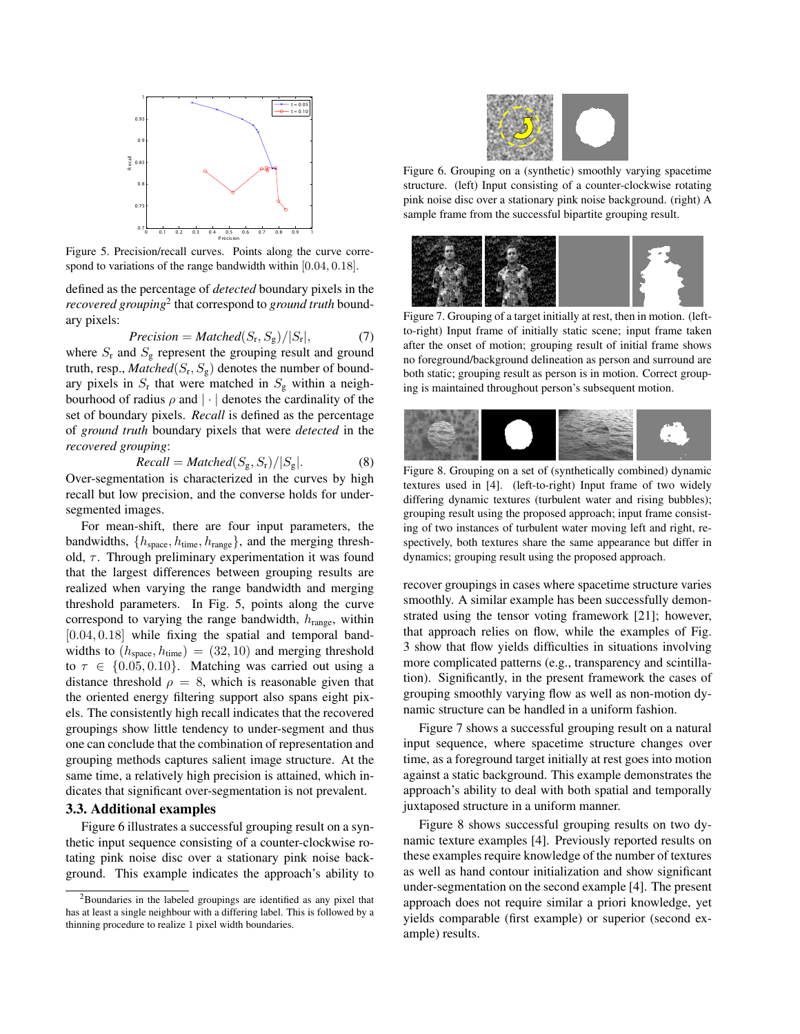Figure 5. Precision/recall curves. Points along the curve correspond to variations of the range bandwidth within $[0.04, 0.18]$.

defined as the percentage of *detected* boundary pixels in the *recovered grouping*[2] that correspond to *ground truth* boundary pixels:

$$\textit{Precision} = \textit{Matched}(S_\mathrm{r}, S_\mathrm{g})/|S_\mathrm{r}|, \tag{7}$$

where $S_\mathrm{r}$ and $S_\mathrm{g}$ represent the grouping result and ground truth, resp., $\textit{Matched}(S_\mathrm{r}, S_\mathrm{g})$ denotes the number of boundary pixels in $S_\mathrm{r}$ that were matched in $S_\mathrm{g}$ within a neighbourhood of radius $\rho$ and $|\cdot|$ denotes the cardinality of the set of boundary pixels. *Recall* is defined as the percentage of *ground truth* boundary pixels that were *detected* in the *recovered grouping*:

$$\textit{Recall} = \textit{Matched}(S_\mathrm{g}, S_\mathrm{r})/|S_\mathrm{g}|. \tag{8}$$

Over-segmentation is characterized in the curves by high recall but low precision, and the converse holds for under-segmented images.

For mean-shift, there are four input parameters, the bandwidths, $\{h_\mathrm{space}, h_\mathrm{time}, h_\mathrm{range}\}$, and the merging threshold, $\tau$. Through preliminary experimentation it was found that the largest differences between grouping results are realized when varying the range bandwidth and merging threshold parameters. In Fig. 5, points along the curve correspond to varying the range bandwidth, $h_\mathrm{range}$, within $[0.04, 0.18]$ while fixing the spatial and temporal bandwidths to $(h_\mathrm{space}, h_\mathrm{time}) = (32, 10)$ and merging threshold to $\tau \in \{0.05, 0.10\}$. Matching was carried out using a distance threshold $\rho = 8$, which is reasonable given that the oriented energy filtering support also spans eight pixels. The consistently high recall indicates that the recovered groupings show little tendency to under-segment and thus one can conclude that the combination of representation and grouping methods captures salient image structure. At the same time, a relatively high precision is attained, which indicates that significant over-segmentation is not prevalent.

### 3.3. Additional examples

Figure 6 illustrates a successful grouping result on a synthetic input sequence consisting of a counter-clockwise rotating pink noise disc over a stationary pink noise background. This example indicates the approach's ability to recover groupings in cases where spacetime structure varies smoothly. A similar example has been successfully demonstrated using the tensor voting framework [21]; however, that approach relies on flow, while the examples of Fig. 3 show that flow yields difficulties in situations involving more complicated patterns (e.g., transparency and scintillation). Significantly, in the present framework the cases of grouping smoothly varying flow as well as non-motion dynamic structure can be handled in a uniform fashion.

Figure 6. Grouping on a (synthetic) smoothly varying spacetime structure. (left) Input consisting of a counter-clockwise rotating pink noise disc over a stationary pink noise background. (right) A sample frame from the successful bipartite grouping result.

Figure 7. Grouping of a target initially at rest, then in motion. (left-to-right) Input frame of initially static scene; input frame taken after the onset of motion; grouping result of initial frame shows no foreground/background delineation as person and surround are both static; grouping result as person is in motion. Correct grouping is maintained throughout person's subsequent motion.

Figure 8. Grouping on a set of (synthetically combined) dynamic textures used in [4]. (left-to-right) Input frame of two widely differing dynamic textures (turbulent water and rising bubbles); grouping result using the proposed approach; input frame consisting of two instances of turbulent water moving left and right, respectively, both textures share the same appearance but differ in dynamics; grouping result using the proposed approach.

Figure 7 shows a successful grouping result on a natural input sequence, where spacetime structure changes over time, as a foreground target initially at rest goes into motion against a static background. This example demonstrates the approach's ability to deal with both spatial and temporally juxtaposed structure in a uniform manner.

Figure 8 shows successful grouping results on two dynamic texture examples [4]. Previously reported results on these examples require knowledge of the number of textures as well as hand contour initialization and show significant under-segmentation on the second example [4]. The present approach does not require similar a priori knowledge, yet yields comparable (first example) or superior (second example) results.

[2] Boundaries in the labeled groupings are identified as any pixel that has at least a single neighbour with a differing label. This is followed by a thinning procedure to realize 1 pixel width boundaries.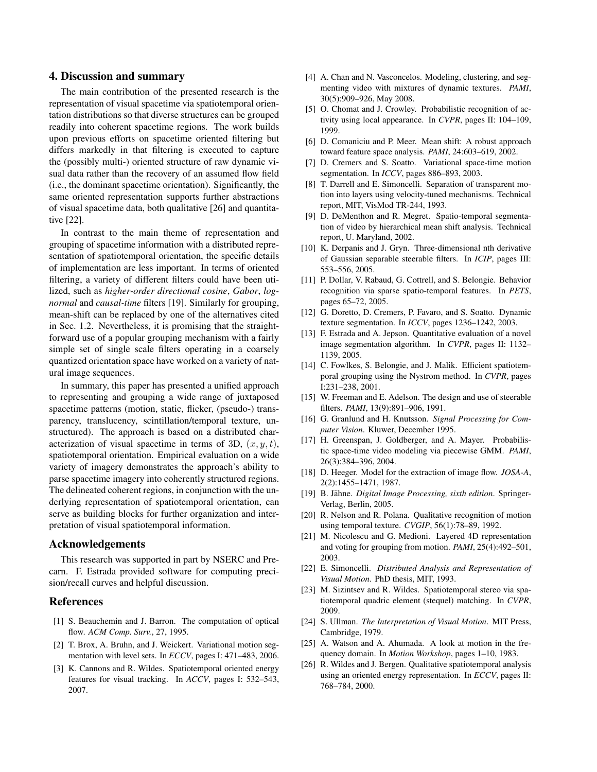## 4. Discussion and summary

The main contribution of the presented research is the representation of visual spacetime via spatiotemporal orientation distributions so that diverse structures can be grouped readily into coherent spacetime regions. The work builds upon previous efforts on spacetime oriented filtering but differs markedly in that filtering is executed to capture the (possibly multi-) oriented structure of raw dynamic visual data rather than the recovery of an assumed flow field (i.e., the dominant spacetime orientation). Significantly, the same oriented representation supports further abstractions of visual spacetime data, both qualitative [26] and quantitative [22].

In contrast to the main theme of representation and grouping of spacetime information with a distributed representation of spatiotemporal orientation, the specific details of implementation are less important. In terms of oriented filtering, a variety of different filters could have been utilized, such as *higher-order directional cosine*, *Gabor*, *log-normal* and *causal-time* filters [19]. Similarly for grouping, mean-shift can be replaced by one of the alternatives cited in Sec. 1.2. Nevertheless, it is promising that the straightforward use of a popular grouping mechanism with a fairly simple set of single scale filters operating in a coarsely quantized orientation space have worked on a variety of natural image sequences.

In summary, this paper has presented a unified approach to representing and grouping a wide range of juxtaposed spacetime patterns (motion, static, flicker, (pseudo-) transparency, translucency, scintillation/temporal texture, unstructured). The approach is based on a distributed characterization of visual spacetime in terms of 3D, $(x, y, t)$, spatiotemporal orientation. Empirical evaluation on a wide variety of imagery demonstrates the approach's ability to parse spacetime imagery into coherently structured regions. The delineated coherent regions, in conjunction with the underlying representation of spatiotemporal orientation, can serve as building blocks for further organization and interpretation of visual spatiotemporal information.

## Acknowledgements

This research was supported in part by NSERC and Precarn. F. Estrada provided software for computing precision/recall curves and helpful discussion.

## References

[1] S. Beauchemin and J. Barron. The computation of optical flow. *ACM Comp. Surv.*, 27, 1995.

[2] T. Brox, A. Bruhn, and J. Weickert. Variational motion segmentation with level sets. In *ECCV*, pages I: 471–483, 2006.

[3] K. Cannons and R. Wildes. Spatiotemporal oriented energy features for visual tracking. In *ACCV*, pages I: 532–543, 2007.

[4] A. Chan and N. Vasconcelos. Modeling, clustering, and segmenting video with mixtures of dynamic textures. *PAMI*, 30(5):909–926, May 2008.

[5] O. Chomat and J. Crowley. Probabilistic recognition of activity using local appearance. In *CVPR*, pages II: 104–109, 1999.

[6] D. Comaniciu and P. Meer. Mean shift: A robust approach toward feature space analysis. *PAMI*, 24:603–619, 2002.

[7] D. Cremers and S. Soatto. Variational space-time motion segmentation. In *ICCV*, pages 886–893, 2003.

[8] T. Darrell and E. Simoncelli. Separation of transparent motion into layers using velocity-tuned mechanisms. Technical report, MIT, VisMod TR-244, 1993.

[9] D. DeMenthon and R. Megret. Spatio-temporal segmentation of video by hierarchical mean shift analysis. Technical report, U. Maryland, 2002.

[10] K. Derpanis and J. Gryn. Three-dimensional nth derivative of Gaussian separable steerable filters. In *ICIP*, pages III: 553–556, 2005.

[11] P. Dollar, V. Rabaud, G. Cottrell, and S. Belongie. Behavior recognition via sparse spatio-temporal features. In *PETS*, pages 65–72, 2005.

[12] G. Doretto, D. Cremers, P. Favaro, and S. Soatto. Dynamic texture segmentation. In *ICCV*, pages 1236–1242, 2003.

[13] F. Estrada and A. Jepson. Quantitative evaluation of a novel image segmentation algorithm. In *CVPR*, pages II: 1132–1139, 2005.

[14] C. Fowlkes, S. Belongie, and J. Malik. Efficient spatiotemporal grouping using the Nystrom method. In *CVPR*, pages I:231–238, 2001.

[15] W. Freeman and E. Adelson. The design and use of steerable filters. *PAMI*, 13(9):891–906, 1991.

[16] G. Granlund and H. Knutsson. *Signal Processing for Computer Vision*. Kluwer, December 1995.

[17] H. Greenspan, J. Goldberger, and A. Mayer. Probabilistic space-time video modeling via piecewise GMM. *PAMI*, 26(3):384–396, 2004.

[18] D. Heeger. Model for the extraction of image flow. *JOSA-A*, 2(2):1455–1471, 1987.

[19] B. Jähne. *Digital Image Processing, sixth edition*. Springer-Verlag, Berlin, 2005.

[20] R. Nelson and R. Polana. Qualitative recognition of motion using temporal texture. *CVGIP*, 56(1):78–89, 1992.

[21] M. Nicolescu and G. Medioni. Layered 4D representation and voting for grouping from motion. *PAMI*, 25(4):492–501, 2003.

[22] E. Simoncelli. *Distributed Analysis and Representation of Visual Motion*. PhD thesis, MIT, 1993.

[23] M. Sizintsev and R. Wildes. Spatiotemporal stereo via spatiotemporal quadric element (stequel) matching. In *CVPR*, 2009.

[24] S. Ullman. *The Interpretation of Visual Motion*. MIT Press, Cambridge, 1979.

[25] A. Watson and A. Ahumada. A look at motion in the frequency domain. In *Motion Workshop*, pages 1–10, 1983.

[26] R. Wildes and J. Bergen. Qualitative spatiotemporal analysis using an oriented energy representation. In *ECCV*, pages II: 768–784, 2000.